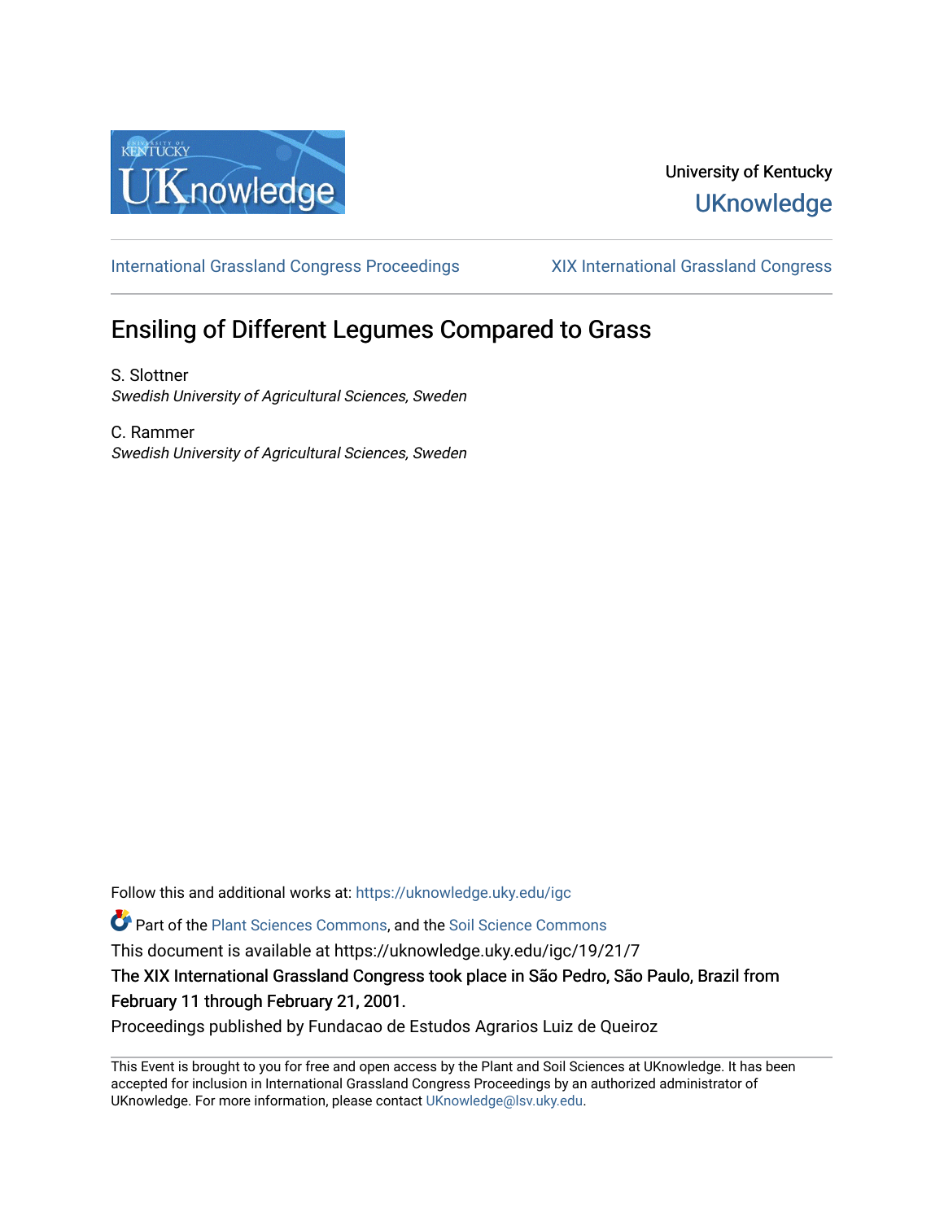University of Kentucky

UKnowledge

International Grassland Congress Proceedings

XIX International Grassland Congress

# Ensiling of Different Legumes Compared to Grass

S. Slottner
*Swedish University of Agricultural Sciences, Sweden*

C. Rammer
*Swedish University of Agricultural Sciences, Sweden*

Follow this and additional works at: https://uknowledge.uky.edu/igc

Part of the Plant Sciences Commons, and the Soil Science Commons

This document is available at https://uknowledge.uky.edu/igc/19/21/7

The XIX International Grassland Congress took place in São Pedro, São Paulo, Brazil from February 11 through February 21, 2001.

Proceedings published by Fundacao de Estudos Agrarios Luiz de Queiroz

This Event is brought to you for free and open access by the Plant and Soil Sciences at UKnowledge. It has been accepted for inclusion in International Grassland Congress Proceedings by an authorized administrator of UKnowledge. For more information, please contact UKnowledge@lsv.uky.edu.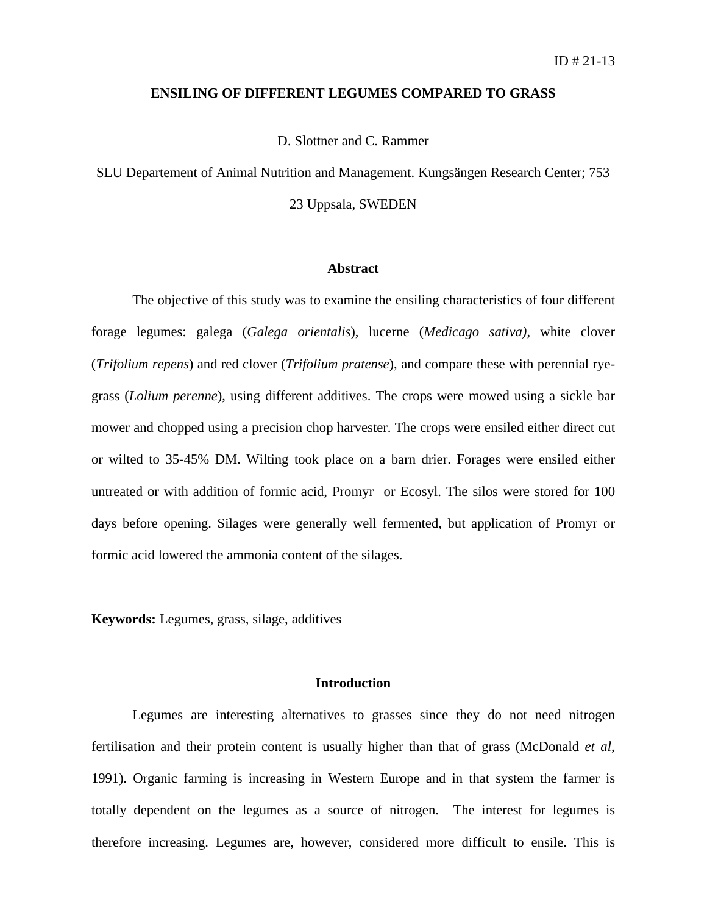ID # 21-13

# ENSILING OF DIFFERENT LEGUMES COMPARED TO GRASS

D. Slottner and C. Rammer

SLU Departement of Animal Nutrition and Management. Kungsängen Research Center; 753 23 Uppsala, SWEDEN

## Abstract

The objective of this study was to examine the ensiling characteristics of four different forage legumes: galega (*Galega orientalis*), lucerne (*Medicago sativa)*, white clover (*Trifolium repens*) and red clover (*Trifolium pratense*), and compare these with perennial rye-grass (*Lolium perenne*), using different additives. The crops were mowed using a sickle bar mower and chopped using a precision chop harvester. The crops were ensiled either direct cut or wilted to 35-45% DM. Wilting took place on a barn drier. Forages were ensiled either untreated or with addition of formic acid, Promyr or Ecosyl. The silos were stored for 100 days before opening. Silages were generally well fermented, but application of Promyr or formic acid lowered the ammonia content of the silages.

**Keywords:** Legumes, grass, silage, additives

## Introduction

Legumes are interesting alternatives to grasses since they do not need nitrogen fertilisation and their protein content is usually higher than that of grass (McDonald *et al*, 1991). Organic farming is increasing in Western Europe and in that system the farmer is totally dependent on the legumes as a source of nitrogen. The interest for legumes is therefore increasing. Legumes are, however, considered more difficult to ensile. This is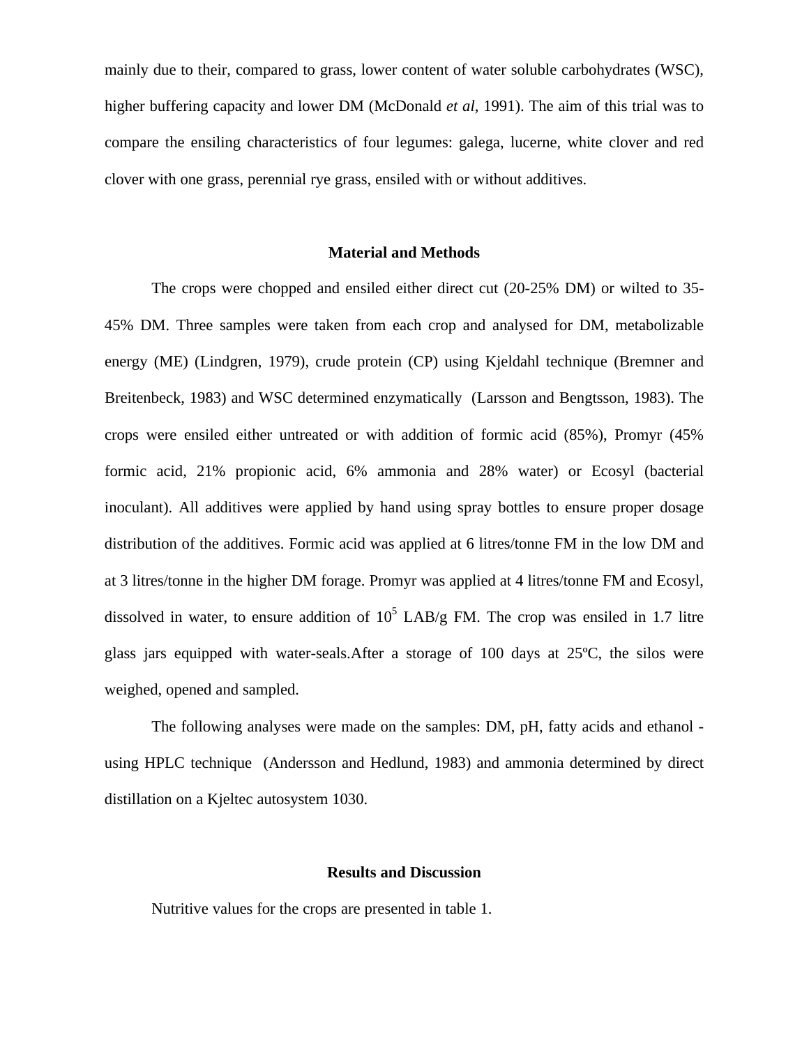mainly due to their, compared to grass, lower content of water soluble carbohydrates (WSC), higher buffering capacity and lower DM (McDonald *et al*, 1991). The aim of this trial was to compare the ensiling characteristics of four legumes: galega, lucerne, white clover and red clover with one grass, perennial rye grass, ensiled with or without additives.

## Material and Methods

The crops were chopped and ensiled either direct cut (20-25% DM) or wilted to 35-45% DM. Three samples were taken from each crop and analysed for DM, metabolizable energy (ME) (Lindgren, 1979), crude protein (CP) using Kjeldahl technique (Bremner and Breitenbeck, 1983) and WSC determined enzymatically (Larsson and Bengtsson, 1983). The crops were ensiled either untreated or with addition of formic acid (85%), Promyr (45% formic acid, 21% propionic acid, 6% ammonia and 28% water) or Ecosyl (bacterial inoculant). All additives were applied by hand using spray bottles to ensure proper dosage distribution of the additives. Formic acid was applied at 6 litres/tonne FM in the low DM and at 3 litres/tonne in the higher DM forage. Promyr was applied at 4 litres/tonne FM and Ecosyl, dissolved in water, to ensure addition of $10^5$ LAB/g FM. The crop was ensiled in 1.7 litre glass jars equipped with water-seals.After a storage of 100 days at 25ºC, the silos were weighed, opened and sampled.

The following analyses were made on the samples: DM, pH, fatty acids and ethanol - using HPLC technique (Andersson and Hedlund, 1983) and ammonia determined by direct distillation on a Kjeltec autosystem 1030.

## Results and Discussion

Nutritive values for the crops are presented in table 1.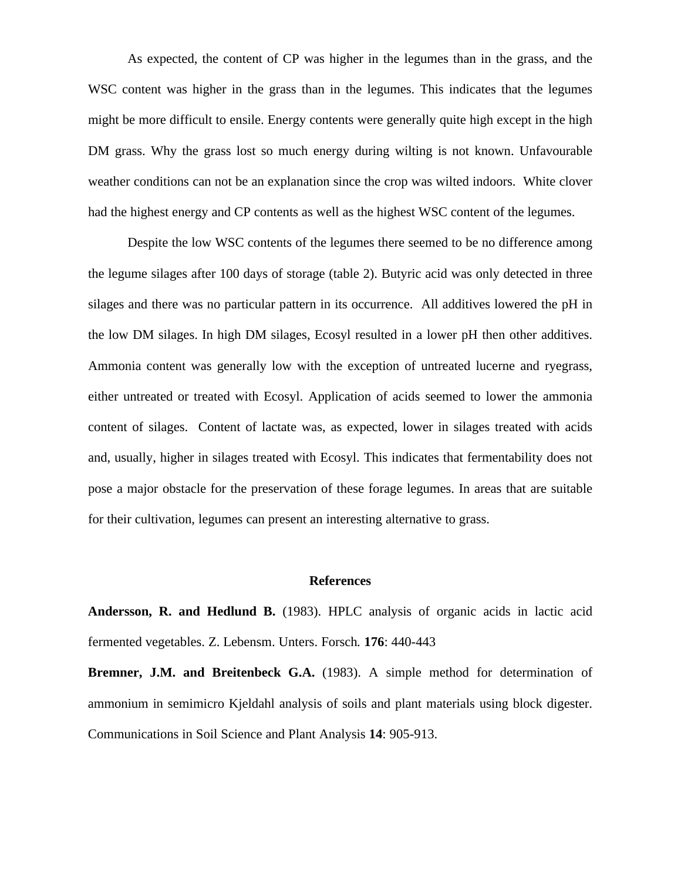As expected, the content of CP was higher in the legumes than in the grass, and the WSC content was higher in the grass than in the legumes. This indicates that the legumes might be more difficult to ensile. Energy contents were generally quite high except in the high DM grass. Why the grass lost so much energy during wilting is not known. Unfavourable weather conditions can not be an explanation since the crop was wilted indoors. White clover had the highest energy and CP contents as well as the highest WSC content of the legumes.

Despite the low WSC contents of the legumes there seemed to be no difference among the legume silages after 100 days of storage (table 2). Butyric acid was only detected in three silages and there was no particular pattern in its occurrence. All additives lowered the pH in the low DM silages. In high DM silages, Ecosyl resulted in a lower pH then other additives. Ammonia content was generally low with the exception of untreated lucerne and ryegrass, either untreated or treated with Ecosyl. Application of acids seemed to lower the ammonia content of silages. Content of lactate was, as expected, lower in silages treated with acids and, usually, higher in silages treated with Ecosyl. This indicates that fermentability does not pose a major obstacle for the preservation of these forage legumes. In areas that are suitable for their cultivation, legumes can present an interesting alternative to grass.

## References

**Andersson, R. and Hedlund B.** (1983). HPLC analysis of organic acids in lactic acid fermented vegetables. Z. Lebensm. Unters. Forsch*.* **176**: 440-443

**Bremner, J.M. and Breitenbeck G.A.** (1983). A simple method for determination of ammonium in semimicro Kjeldahl analysis of soils and plant materials using block digester. Communications in Soil Science and Plant Analysis **14**: 905-913.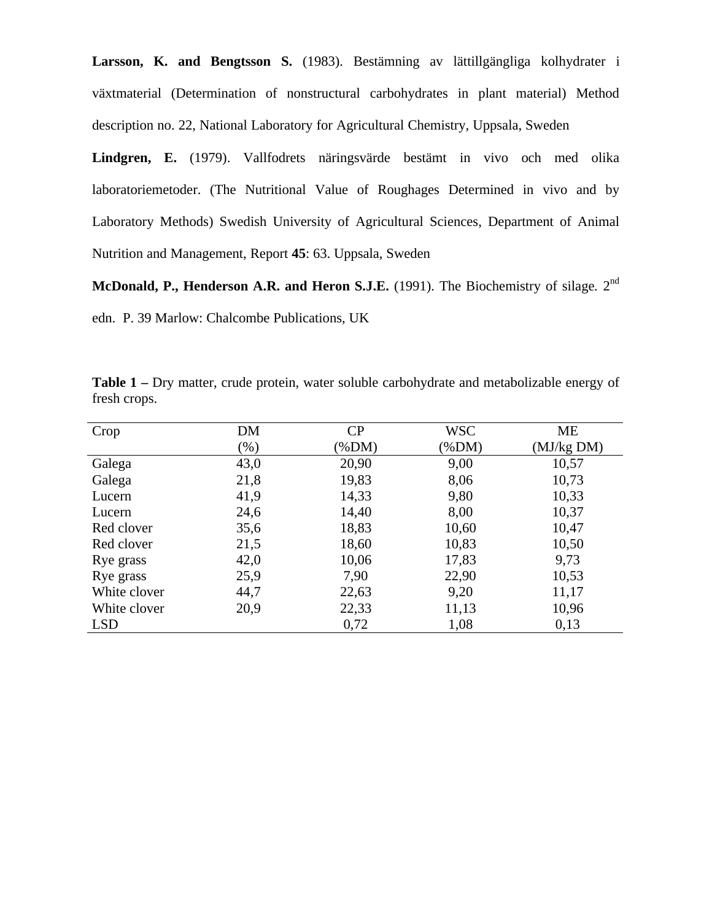**Larsson, K. and Bengtsson S.** (1983). Bestämning av lättillgängliga kolhydrater i växtmaterial (Determination of nonstructural carbohydrates in plant material) Method description no. 22, National Laboratory for Agricultural Chemistry, Uppsala, Sweden

**Lindgren, E.** (1979). Vallfodrets näringsvärde bestämt in vivo och med olika laboratoriemetoder. (The Nutritional Value of Roughages Determined in vivo and by Laboratory Methods) Swedish University of Agricultural Sciences, Department of Animal Nutrition and Management, Report **45**: 63. Uppsala, Sweden

**McDonald, P., Henderson A.R. and Heron S.J.E.** (1991). The Biochemistry of silage. 2$^{nd}$ edn. P. 39 Marlow: Chalcombe Publications, UK

**Table 1 –** Dry matter, crude protein, water soluble carbohydrate and metabolizable energy of fresh crops.

| Crop | DM (%) | CP (%DM) | WSC (%DM) | ME (MJ/kg DM) |
|---|---|---|---|---|
| Galega | 43,0 | 20,90 | 9,00 | 10,57 |
| Galega | 21,8 | 19,83 | 8,06 | 10,73 |
| Lucern | 41,9 | 14,33 | 9,80 | 10,33 |
| Lucern | 24,6 | 14,40 | 8,00 | 10,37 |
| Red clover | 35,6 | 18,83 | 10,60 | 10,47 |
| Red clover | 21,5 | 18,60 | 10,83 | 10,50 |
| Rye grass | 42,0 | 10,06 | 17,83 | 9,73 |
| Rye grass | 25,9 | 7,90 | 22,90 | 10,53 |
| White clover | 44,7 | 22,63 | 9,20 | 11,17 |
| White clover | 20,9 | 22,33 | 11,13 | 10,96 |
| LSD | | 0,72 | 1,08 | 0,13 |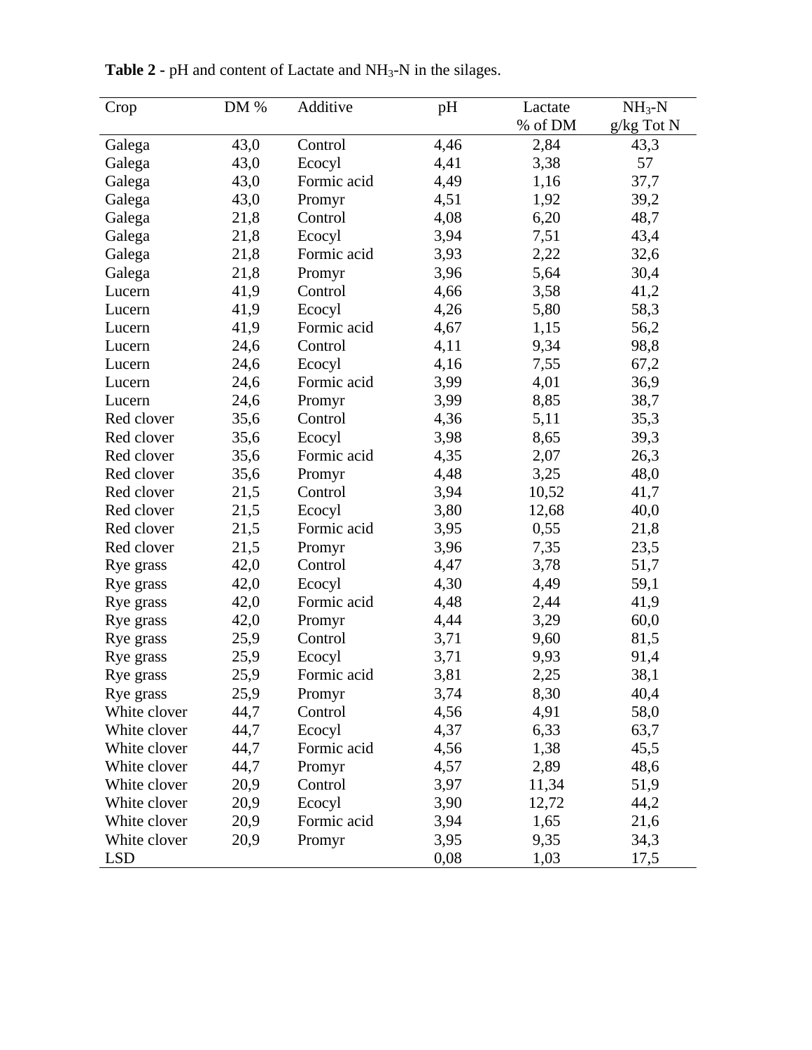**Table 2 -** pH and content of Lactate and $NH_3$-N in the silages.

| Crop | DM % | Additive | pH | Lactate % of DM | $NH_3$-N g/kg Tot N |
|---|---|---|---|---|---|
| Galega | 43,0 | Control | 4,46 | 2,84 | 43,3 |
| Galega | 43,0 | Ecocyl | 4,41 | 3,38 | 57 |
| Galega | 43,0 | Formic acid | 4,49 | 1,16 | 37,7 |
| Galega | 43,0 | Promyr | 4,51 | 1,92 | 39,2 |
| Galega | 21,8 | Control | 4,08 | 6,20 | 48,7 |
| Galega | 21,8 | Ecocyl | 3,94 | 7,51 | 43,4 |
| Galega | 21,8 | Formic acid | 3,93 | 2,22 | 32,6 |
| Galega | 21,8 | Promyr | 3,96 | 5,64 | 30,4 |
| Lucern | 41,9 | Control | 4,66 | 3,58 | 41,2 |
| Lucern | 41,9 | Ecocyl | 4,26 | 5,80 | 58,3 |
| Lucern | 41,9 | Formic acid | 4,67 | 1,15 | 56,2 |
| Lucern | 24,6 | Control | 4,11 | 9,34 | 98,8 |
| Lucern | 24,6 | Ecocyl | 4,16 | 7,55 | 67,2 |
| Lucern | 24,6 | Formic acid | 3,99 | 4,01 | 36,9 |
| Lucern | 24,6 | Promyr | 3,99 | 8,85 | 38,7 |
| Red clover | 35,6 | Control | 4,36 | 5,11 | 35,3 |
| Red clover | 35,6 | Ecocyl | 3,98 | 8,65 | 39,3 |
| Red clover | 35,6 | Formic acid | 4,35 | 2,07 | 26,3 |
| Red clover | 35,6 | Promyr | 4,48 | 3,25 | 48,0 |
| Red clover | 21,5 | Control | 3,94 | 10,52 | 41,7 |
| Red clover | 21,5 | Ecocyl | 3,80 | 12,68 | 40,0 |
| Red clover | 21,5 | Formic acid | 3,95 | 0,55 | 21,8 |
| Red clover | 21,5 | Promyr | 3,96 | 7,35 | 23,5 |
| Rye grass | 42,0 | Control | 4,47 | 3,78 | 51,7 |
| Rye grass | 42,0 | Ecocyl | 4,30 | 4,49 | 59,1 |
| Rye grass | 42,0 | Formic acid | 4,48 | 2,44 | 41,9 |
| Rye grass | 42,0 | Promyr | 4,44 | 3,29 | 60,0 |
| Rye grass | 25,9 | Control | 3,71 | 9,60 | 81,5 |
| Rye grass | 25,9 | Ecocyl | 3,71 | 9,93 | 91,4 |
| Rye grass | 25,9 | Formic acid | 3,81 | 2,25 | 38,1 |
| Rye grass | 25,9 | Promyr | 3,74 | 8,30 | 40,4 |
| White clover | 44,7 | Control | 4,56 | 4,91 | 58,0 |
| White clover | 44,7 | Ecocyl | 4,37 | 6,33 | 63,7 |
| White clover | 44,7 | Formic acid | 4,56 | 1,38 | 45,5 |
| White clover | 44,7 | Promyr | 4,57 | 2,89 | 48,6 |
| White clover | 20,9 | Control | 3,97 | 11,34 | 51,9 |
| White clover | 20,9 | Ecocyl | 3,90 | 12,72 | 44,2 |
| White clover | 20,9 | Formic acid | 3,94 | 1,65 | 21,6 |
| White clover | 20,9 | Promyr | 3,95 | 9,35 | 34,3 |
| LSD | | | 0,08 | 1,03 | 17,5 |